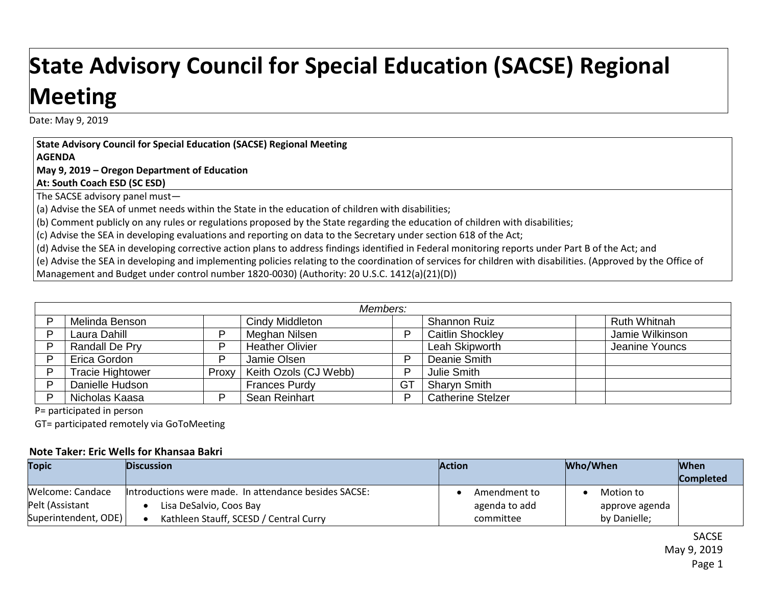# State Advisory Council for Special Education (SACSE) Regional Meeting

Date: May 9, 2019

**State Advisory Council for Special Education (SACSE) Regional Meeting**
**AGENDA**
**May 9, 2019 – Oregon Department of Education**
**At: South Coach ESD (SC ESD)**

The SACSE advisory panel must—

(a) Advise the SEA of unmet needs within the State in the education of children with disabilities;

(b) Comment publicly on any rules or regulations proposed by the State regarding the education of children with disabilities;

(c) Advise the SEA in developing evaluations and reporting on data to the Secretary under section 618 of the Act;

(d) Advise the SEA in developing corrective action plans to address findings identified in Federal monitoring reports under Part B of the Act; and

(e) Advise the SEA in developing and implementing policies relating to the coordination of services for children with disabilities. (Approved by the Office of Management and Budget under control number 1820-0030) (Authority: 20 U.S.C. 1412(a)(21)(D))

*Members:*

| | | | | | | | |
|---|---|---|---|---|---|---|---|
| P | Melinda Benson | | Cindy Middleton | | Shannon Ruiz | | Ruth Whitnah |
| P | Laura Dahill | P | Meghan Nilsen | P | Caitlin Shockley | | Jamie Wilkinson |
| P | Randall De Pry | P | Heather Olivier | | Leah Skipworth | | Jeanine Youncs |
| P | Erica Gordon | P | Jamie Olsen | P | Deanie Smith | | |
| P | Tracie Hightower | Proxy | Keith Ozols (CJ Webb) | P | Julie Smith | | |
| P | Danielle Hudson | | Frances Purdy | GT | Sharyn Smith | | |
| P | Nicholas Kaasa | P | Sean Reinhart | P | Catherine Stelzer | | |

P= participated in person

GT= participated remotely via GoToMeeting

**Note Taker: Eric Wells for Khansaa Bakri**

| Topic | Discussion | Action | Who/When | When Completed |
|---|---|---|---|---|
| Welcome: Candace Pelt (Assistant Superintendent, ODE) | Introductions were made. In attendance besides SACSE:<br>• Lisa DeSalvio, Coos Bay<br>• Kathleen Stauff, SCESD / Central Curry | • Amendment to agenda to add committee | • Motion to approve agenda by Danielle; | |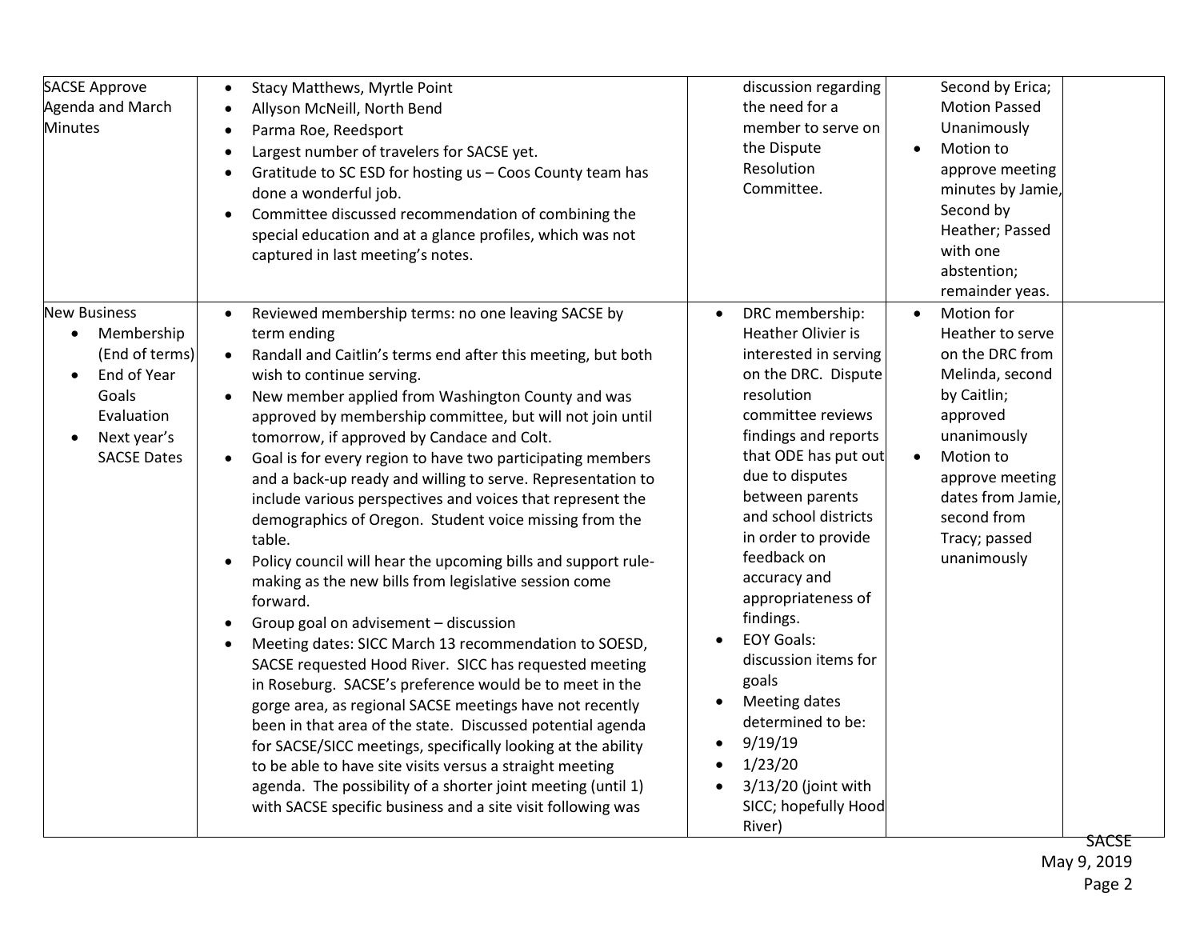| SACSE Approve Agenda and March Minutes | <ul><li>Stacy Matthews, Myrtle Point</li><li>Allyson McNeill, North Bend</li><li>Parma Roe, Reedsport</li><li>Largest number of travelers for SACSE yet.</li><li>Gratitude to SC ESD for hosting us – Coos County team has done a wonderful job.</li><li>Committee discussed recommendation of combining the special education and at a glance profiles, which was not captured in last meeting's notes.</li></ul> | discussion regarding the need for a member to serve on the Dispute Resolution Committee. | Second by Erica; Motion Passed Unanimously<ul><li>Motion to approve meeting minutes by Jamie, Second by Heather; Passed with one abstention; remainder yeas.</li></ul> | |
|---|---|---|---|---|
| New Business<ul><li>Membership (End of terms)</li><li>End of Year Goals Evaluation</li><li>Next year's SACSE Dates</li></ul> | <ul><li>Reviewed membership terms: no one leaving SACSE by term ending</li><li>Randall and Caitlin's terms end after this meeting, but both wish to continue serving.</li><li>New member applied from Washington County and was approved by membership committee, but will not join until tomorrow, if approved by Candace and Colt.</li><li>Goal is for every region to have two participating members and a back-up ready and willing to serve. Representation to include various perspectives and voices that represent the demographics of Oregon. Student voice missing from the table.</li><li>Policy council will hear the upcoming bills and support rule-making as the new bills from legislative session come forward.</li><li>Group goal on advisement – discussion</li><li>Meeting dates: SICC March 13 recommendation to SOESD, SACSE requested Hood River. SICC has requested meeting in Roseburg. SACSE's preference would be to meet in the gorge area, as regional SACSE meetings have not recently been in that area of the state. Discussed potential agenda for SACSE/SICC meetings, specifically looking at the ability to be able to have site visits versus a straight meeting agenda. The possibility of a shorter joint meeting (until 1) with SACSE specific business and a site visit following was</li></ul> | <ul><li>DRC membership: Heather Olivier is interested in serving on the DRC. Dispute resolution committee reviews findings and reports that ODE has put out due to disputes between parents and school districts in order to provide feedback on accuracy and appropriateness of findings.</li><li>EOY Goals: discussion items for goals</li><li>Meeting dates determined to be:</li><li>9/19/19</li><li>1/23/20</li><li>3/13/20 (joint with SICC; hopefully Hood River)</li></ul> | <ul><li>Motion for Heather to serve on the DRC from Melinda, second by Caitlin; approved unanimously</li><li>Motion to approve meeting dates from Jamie, second from Tracy; passed unanimously</li></ul> | |

SACSE
May 9, 2019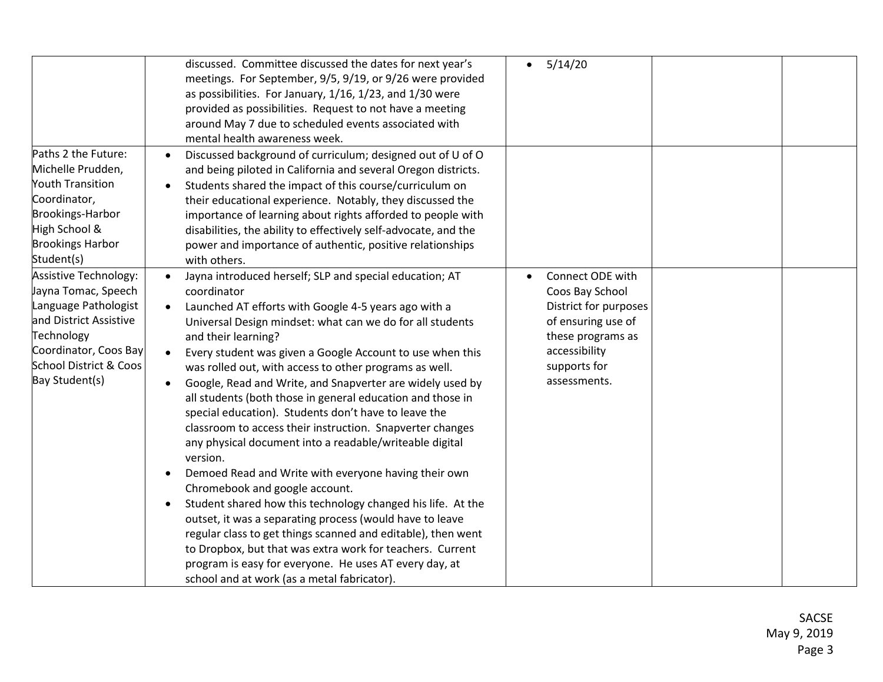| | | | | |
|---|---|---|---|---|
| | discussed. Committee discussed the dates for next year's meetings. For September, 9/5, 9/19, or 9/26 were provided as possibilities. For January, 1/16, 1/23, and 1/30 were provided as possibilities. Request to not have a meeting around May 7 due to scheduled events associated with mental health awareness week. | • 5/14/20 | | |
| Paths 2 the Future: Michelle Prudden, Youth Transition Coordinator, Brookings-Harbor High School & Brookings Harbor Student(s) | • Discussed background of curriculum; designed out of U of O and being piloted in California and several Oregon districts.<br>• Students shared the impact of this course/curriculum on their educational experience. Notably, they discussed the importance of learning about rights afforded to people with disabilities, the ability to effectively self-advocate, and the power and importance of authentic, positive relationships with others. | | | |
| Assistive Technology: Jayna Tomac, Speech Language Pathologist and District Assistive Technology Coordinator, Coos Bay School District & Coos Bay Student(s) | • Jayna introduced herself; SLP and special education; AT coordinator<br>• Launched AT efforts with Google 4-5 years ago with a Universal Design mindset: what can we do for all students and their learning?<br>• Every student was given a Google Account to use when this was rolled out, with access to other programs as well.<br>• Google, Read and Write, and Snapverter are widely used by all students (both those in general education and those in special education). Students don't have to leave the classroom to access their instruction. Snapverter changes any physical document into a readable/writeable digital version.<br>• Demoed Read and Write with everyone having their own Chromebook and google account.<br>• Student shared how this technology changed his life. At the outset, it was a separating process (would have to leave regular class to get things scanned and editable), then went to Dropbox, but that was extra work for teachers. Current program is easy for everyone. He uses AT every day, at school and at work (as a metal fabricator). | • Connect ODE with Coos Bay School District for purposes of ensuring use of these programs as accessibility supports for assessments. | | |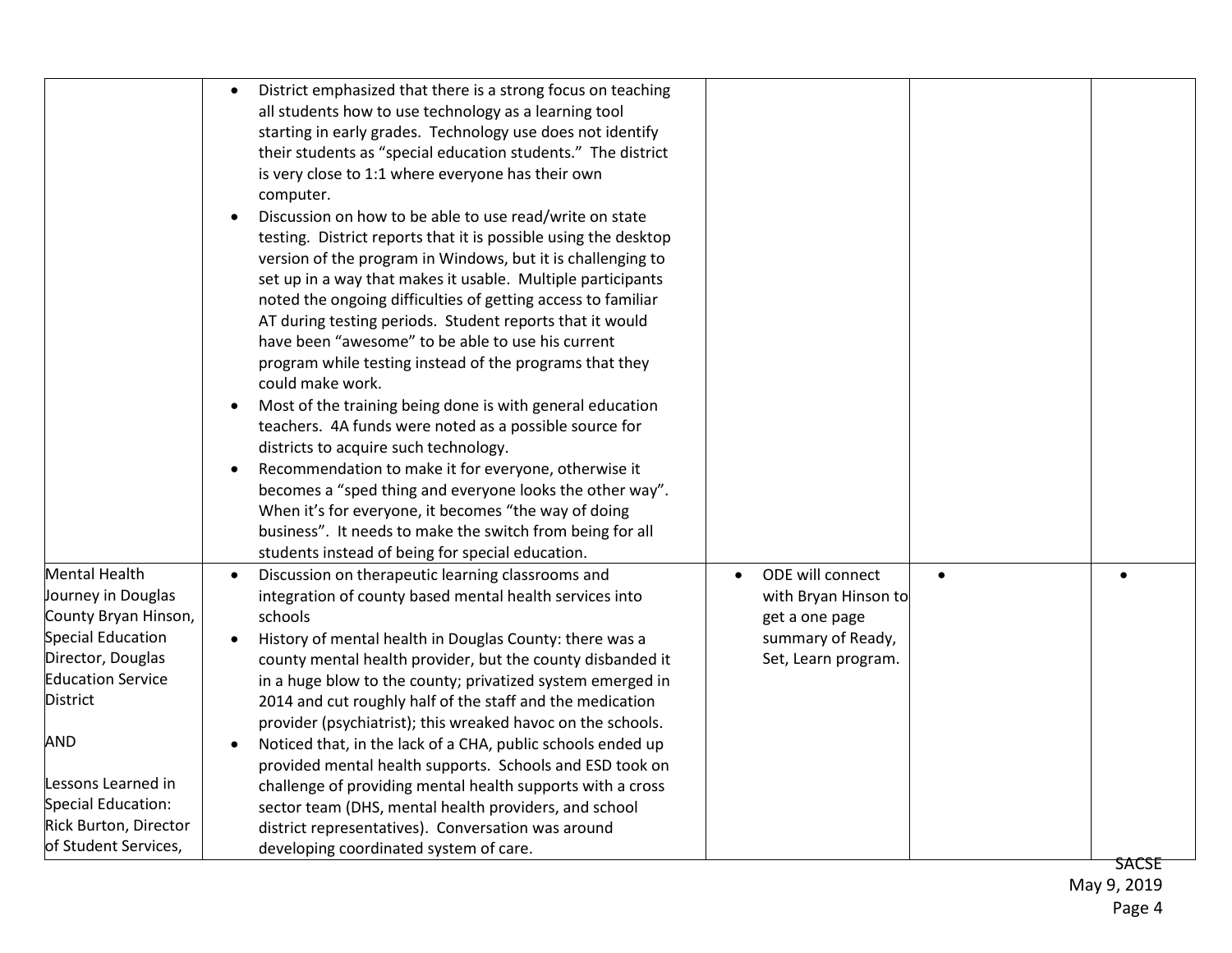| | | | | |
|---|---|---|---|---|
| | • District emphasized that there is a strong focus on teaching all students how to use technology as a learning tool starting in early grades. Technology use does not identify their students as "special education students." The district is very close to 1:1 where everyone has their own computer.<br>• Discussion on how to be able to use read/write on state testing. District reports that it is possible using the desktop version of the program in Windows, but it is challenging to set up in a way that makes it usable. Multiple participants noted the ongoing difficulties of getting access to familiar AT during testing periods. Student reports that it would have been "awesome" to be able to use his current program while testing instead of the programs that they could make work.<br>• Most of the training being done is with general education teachers. 4A funds were noted as a possible source for districts to acquire such technology.<br>• Recommendation to make it for everyone, otherwise it becomes a "sped thing and everyone looks the other way". When it's for everyone, it becomes "the way of doing business". It needs to make the switch from being for all students instead of being for special education. | | | |
| Mental Health Journey in Douglas County Bryan Hinson, Special Education Director, Douglas Education Service District<br><br>AND<br><br>Lessons Learned in Special Education: Rick Burton, Director of Student Services, | • Discussion on therapeutic learning classrooms and integration of county based mental health services into schools<br>• History of mental health in Douglas County: there was a county mental health provider, but the county disbanded it in a huge blow to the county; privatized system emerged in 2014 and cut roughly half of the staff and the medication provider (psychiatrist); this wreaked havoc on the schools.<br>• Noticed that, in the lack of a CHA, public schools ended up provided mental health supports. Schools and ESD took on challenge of providing mental health supports with a cross sector team (DHS, mental health providers, and school district representatives). Conversation was around developing coordinated system of care. | • ODE will connect with Bryan Hinson to get a one page summary of Ready, Set, Learn program. | • | • |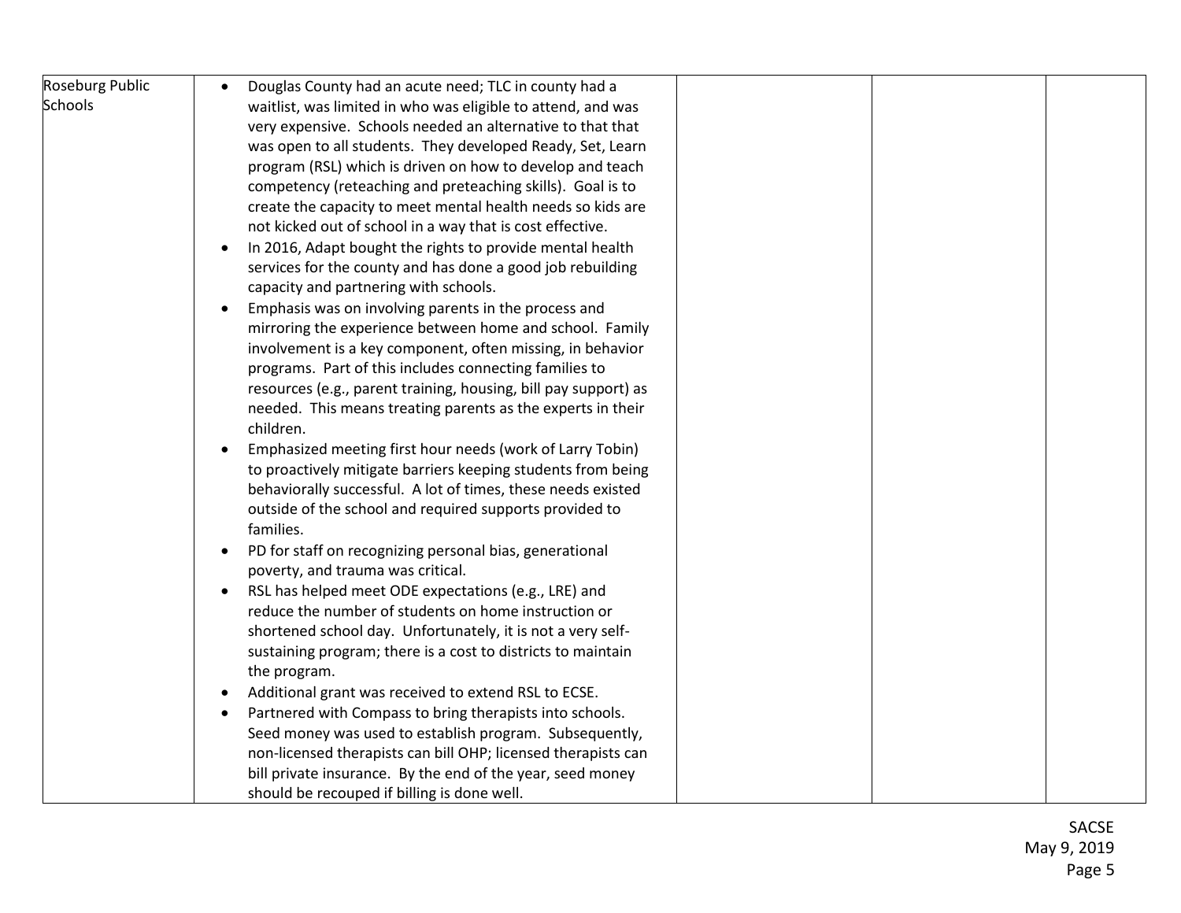| | | | | |
|---|---|---|---|---|
| Roseburg Public Schools | • Douglas County had an acute need; TLC in county had a waitlist, was limited in who was eligible to attend, and was very expensive. Schools needed an alternative to that that was open to all students. They developed Ready, Set, Learn program (RSL) which is driven on how to develop and teach competency (reteaching and preteaching skills). Goal is to create the capacity to meet mental health needs so kids are not kicked out of school in a way that is cost effective.<br>• In 2016, Adapt bought the rights to provide mental health services for the county and has done a good job rebuilding capacity and partnering with schools.<br>• Emphasis was on involving parents in the process and mirroring the experience between home and school. Family involvement is a key component, often missing, in behavior programs. Part of this includes connecting families to resources (e.g., parent training, housing, bill pay support) as needed. This means treating parents as the experts in their children.<br>• Emphasized meeting first hour needs (work of Larry Tobin) to proactively mitigate barriers keeping students from being behaviorally successful. A lot of times, these needs existed outside of the school and required supports provided to families.<br>• PD for staff on recognizing personal bias, generational poverty, and trauma was critical.<br>• RSL has helped meet ODE expectations (e.g., LRE) and reduce the number of students on home instruction or shortened school day. Unfortunately, it is not a very self-sustaining program; there is a cost to districts to maintain the program.<br>• Additional grant was received to extend RSL to ECSE.<br>• Partnered with Compass to bring therapists into schools. Seed money was used to establish program. Subsequently, non-licensed therapists can bill OHP; licensed therapists can bill private insurance. By the end of the year, seed money should be recouped if billing is done well. | | | |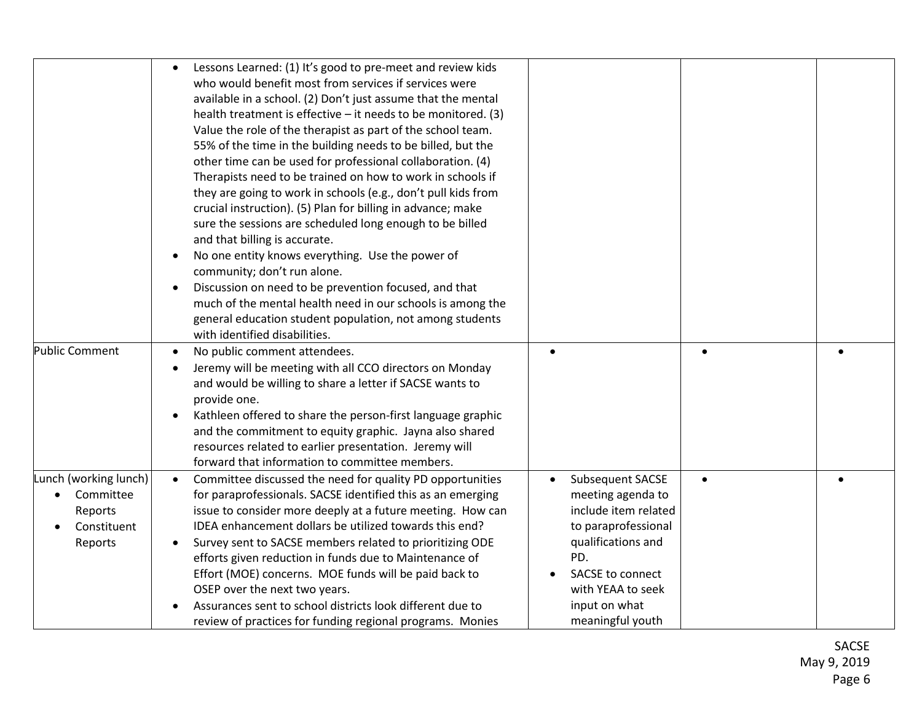| | | | | |
|---|---|---|---|---|
| | • Lessons Learned: (1) It's good to pre-meet and review kids who would benefit most from services if services were available in a school. (2) Don't just assume that the mental health treatment is effective – it needs to be monitored. (3) Value the role of the therapist as part of the school team. 55% of the time in the building needs to be billed, but the other time can be used for professional collaboration. (4) Therapists need to be trained on how to work in schools if they are going to work in schools (e.g., don't pull kids from crucial instruction). (5) Plan for billing in advance; make sure the sessions are scheduled long enough to be billed and that billing is accurate.<br>• No one entity knows everything. Use the power of community; don't run alone.<br>• Discussion on need to be prevention focused, and that much of the mental health need in our schools is among the general education student population, not among students with identified disabilities. | | | |
| Public Comment | • No public comment attendees.<br>• Jeremy will be meeting with all CCO directors on Monday and would be willing to share a letter if SACSE wants to provide one.<br>• Kathleen offered to share the person-first language graphic and the commitment to equity graphic. Jayna also shared resources related to earlier presentation. Jeremy will forward that information to committee members. | • | • | • |
| Lunch (working lunch)<br>• Committee Reports<br>• Constituent Reports | • Committee discussed the need for quality PD opportunities for paraprofessionals. SACSE identified this as an emerging issue to consider more deeply at a future meeting. How can IDEA enhancement dollars be utilized towards this end?<br>• Survey sent to SACSE members related to prioritizing ODE efforts given reduction in funds due to Maintenance of Effort (MOE) concerns. MOE funds will be paid back to OSEP over the next two years.<br>• Assurances sent to school districts look different due to review of practices for funding regional programs. Monies | • Subsequent SACSE meeting agenda to include item related to paraprofessional qualifications and PD.<br>• SACSE to connect with YEAA to seek input on what meaningful youth | • | • |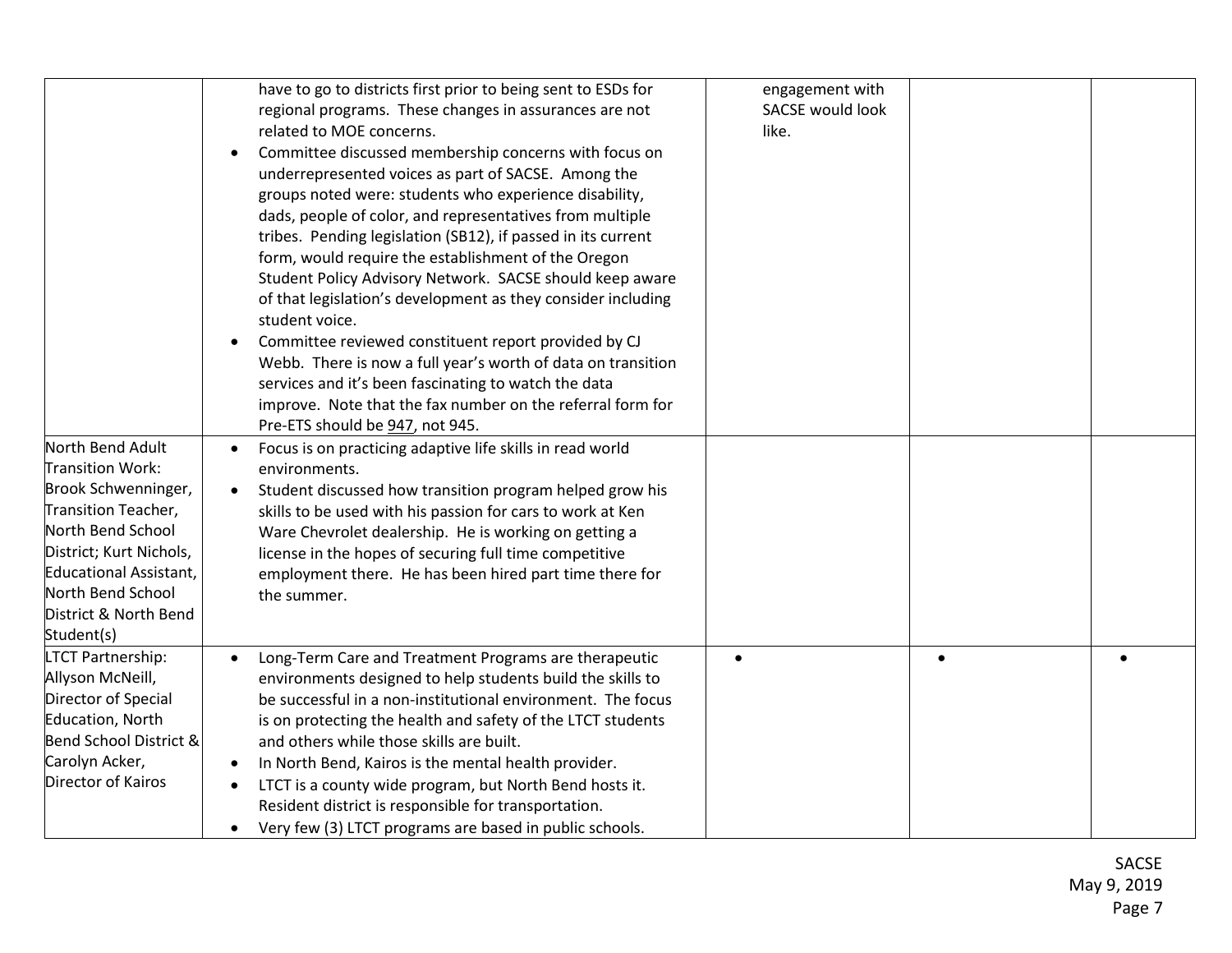| | | | | |
|---|---|---|---|---|
| | have to go to districts first prior to being sent to ESDs for regional programs. These changes in assurances are not related to MOE concerns.<br>• Committee discussed membership concerns with focus on underrepresented voices as part of SACSE. Among the groups noted were: students who experience disability, dads, people of color, and representatives from multiple tribes. Pending legislation (SB12), if passed in its current form, would require the establishment of the Oregon Student Policy Advisory Network. SACSE should keep aware of that legislation's development as they consider including student voice.<br>• Committee reviewed constituent report provided by CJ Webb. There is now a full year's worth of data on transition services and it's been fascinating to watch the data improve. Note that the fax number on the referral form for Pre-ETS should be <u>947</u>, not 945. | engagement with SACSE would look like. | | |
| North Bend Adult Transition Work: Brook Schwenninger, Transition Teacher, North Bend School District; Kurt Nichols, Educational Assistant, North Bend School District & North Bend Student(s) | • Focus is on practicing adaptive life skills in read world environments.<br>• Student discussed how transition program helped grow his skills to be used with his passion for cars to work at Ken Ware Chevrolet dealership. He is working on getting a license in the hopes of securing full time competitive employment there. He has been hired part time there for the summer. | | | |
| LTCT Partnership: Allyson McNeill, Director of Special Education, North Bend School District & Carolyn Acker, Director of Kairos | • Long-Term Care and Treatment Programs are therapeutic environments designed to help students build the skills to be successful in a non-institutional environment. The focus is on protecting the health and safety of the LTCT students and others while those skills are built.<br>• In North Bend, Kairos is the mental health provider.<br>• LTCT is a county wide program, but North Bend hosts it. Resident district is responsible for transportation.<br>• Very few (3) LTCT programs are based in public schools. | • | • | • |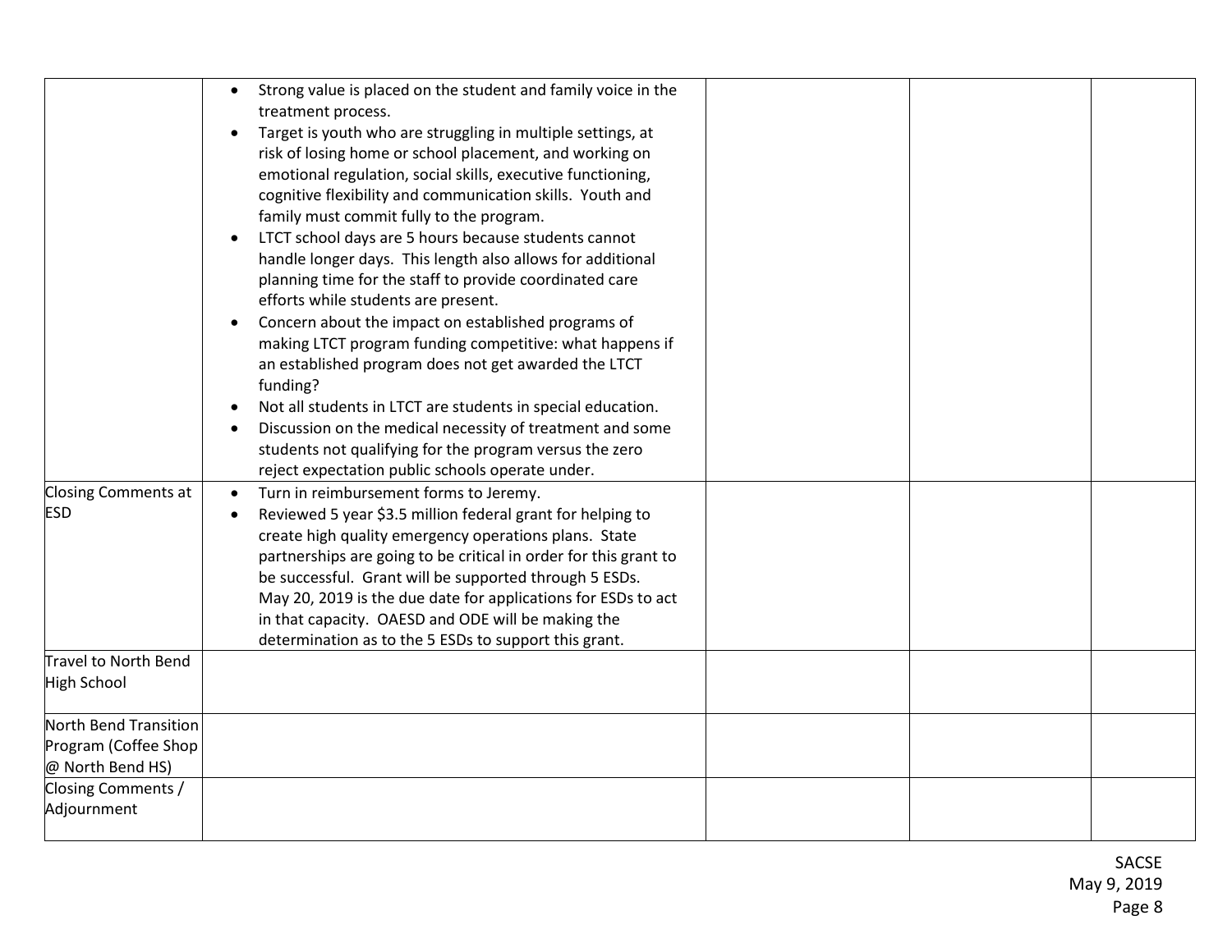| | | | | |
|---|---|---|---|---|
| | • Strong value is placed on the student and family voice in the treatment process.<br>• Target is youth who are struggling in multiple settings, at risk of losing home or school placement, and working on emotional regulation, social skills, executive functioning, cognitive flexibility and communication skills. Youth and family must commit fully to the program.<br>• LTCT school days are 5 hours because students cannot handle longer days. This length also allows for additional planning time for the staff to provide coordinated care efforts while students are present.<br>• Concern about the impact on established programs of making LTCT program funding competitive: what happens if an established program does not get awarded the LTCT funding?<br>• Not all students in LTCT are students in special education.<br>• Discussion on the medical necessity of treatment and some students not qualifying for the program versus the zero reject expectation public schools operate under. | | | |
| Closing Comments at ESD | • Turn in reimbursement forms to Jeremy.<br>• Reviewed 5 year $3.5 million federal grant for helping to create high quality emergency operations plans. State partnerships are going to be critical in order for this grant to be successful. Grant will be supported through 5 ESDs. May 20, 2019 is the due date for applications for ESDs to act in that capacity. OAESD and ODE will be making the determination as to the 5 ESDs to support this grant. | | | |
| Travel to North Bend High School | | | | |
| North Bend Transition Program (Coffee Shop @ North Bend HS) | | | | |
| Closing Comments / Adjournment | | | | |

SACSE
May 9, 2019